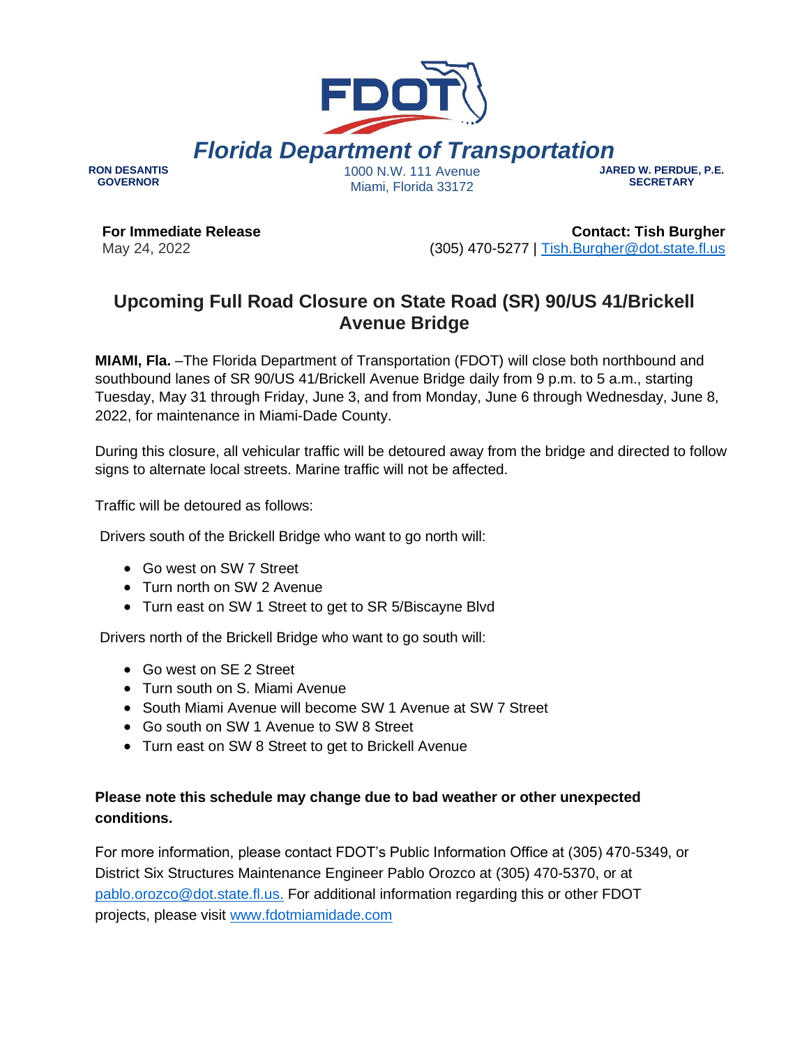FDOT

# Florida Department of Transportation

**RON DESANTIS**
**GOVERNOR**

1000 N.W. 111 Avenue
Miami, Florida 33172

**JARED W. PERDUE, P.E.**
**SECRETARY**

**For Immediate Release**
May 24, 2022

**Contact: Tish Burgher**
(305) 470-5277 | Tish.Burgher@dot.state.fl.us

## Upcoming Full Road Closure on State Road (SR) 90/US 41/Brickell Avenue Bridge

**MIAMI, Fla.** –The Florida Department of Transportation (FDOT) will close both northbound and southbound lanes of SR 90/US 41/Brickell Avenue Bridge daily from 9 p.m. to 5 a.m., starting Tuesday, May 31 through Friday, June 3, and from Monday, June 6 through Wednesday, June 8, 2022, for maintenance in Miami-Dade County.

During this closure, all vehicular traffic will be detoured away from the bridge and directed to follow signs to alternate local streets. Marine traffic will not be affected.

Traffic will be detoured as follows:

Drivers south of the Brickell Bridge who want to go north will:

- Go west on SW 7 Street
- Turn north on SW 2 Avenue
- Turn east on SW 1 Street to get to SR 5/Biscayne Blvd

Drivers north of the Brickell Bridge who want to go south will:

- Go west on SE 2 Street
- Turn south on S. Miami Avenue
- South Miami Avenue will become SW 1 Avenue at SW 7 Street
- Go south on SW 1 Avenue to SW 8 Street
- Turn east on SW 8 Street to get to Brickell Avenue

**Please note this schedule may change due to bad weather or other unexpected conditions.**

For more information, please contact FDOT's Public Information Office at (305) 470-5349, or District Six Structures Maintenance Engineer Pablo Orozco at (305) 470-5370, or at pablo.orozco@dot.state.fl.us. For additional information regarding this or other FDOT projects, please visit www.fdotmiamidade.com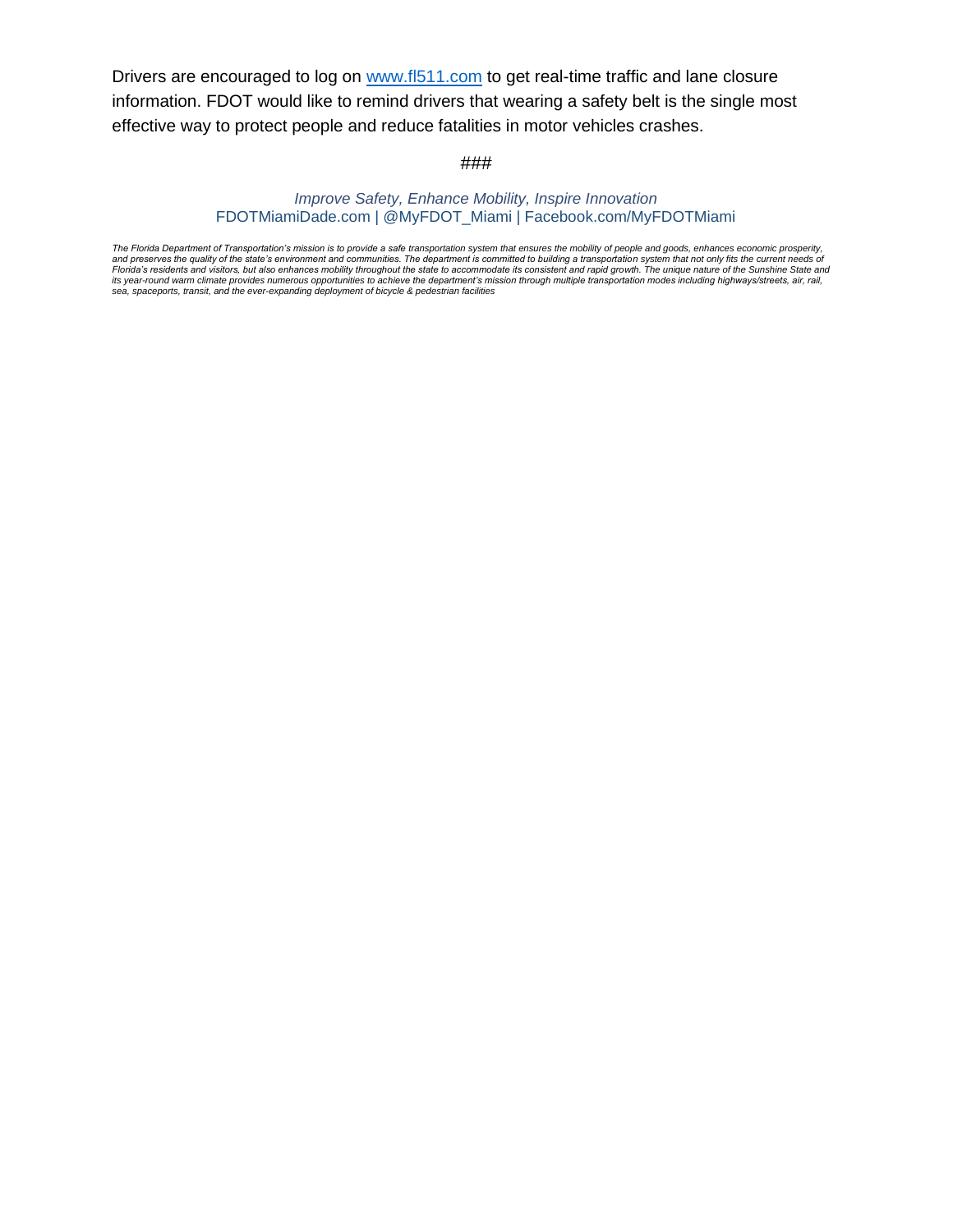Drivers are encouraged to log on [www.fl511.com](http://www.fl511.com) to get real-time traffic and lane closure information. FDOT would like to remind drivers that wearing a safety belt is the single most effective way to protect people and reduce fatalities in motor vehicles crashes.

###

*Improve Safety, Enhance Mobility, Inspire Innovation*
FDOTMiamiDade.com | @MyFDOT_Miami | Facebook.com/MyFDOTMiami

*The Florida Department of Transportation's mission is to provide a safe transportation system that ensures the mobility of people and goods, enhances economic prosperity, and preserves the quality of the state's environment and communities. The department is committed to building a transportation system that not only fits the current needs of Florida's residents and visitors, but also enhances mobility throughout the state to accommodate its consistent and rapid growth. The unique nature of the Sunshine State and its year-round warm climate provides numerous opportunities to achieve the department's mission through multiple transportation modes including highways/streets, air, rail, sea, spaceports, transit, and the ever-expanding deployment of bicycle & pedestrian facilities*